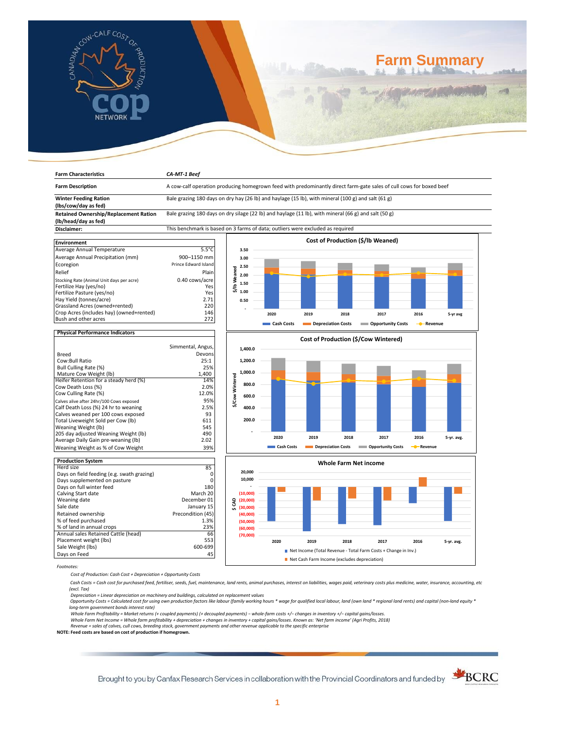# Farm Summary

| Farm Characteristics | CA-MT-1 Beef |
|---|---|
| **Farm Description** | A cow-calf operation producing homegrown feed with predominantly direct farm-gate sales of cull cows for boxed beef |
| **Winter Feeding Ration (lbs/cow/day as fed)** | Bale grazing 180 days on dry hay (26 lb) and haylage (15 lb), with mineral (100 g) and salt (61 g) |
| **Retained Ownership/Replacement Ration (lb/head/day as fed)** | Bale grazing 180 days on dry silage (22 lb) and haylage (11 lb), with mineral (66 g) and salt (50 g) |
| **Disclaimer:** | This benchmark is based on 3 farms of data; outliers were excluded as required |

| Environment | |
|---|---|
| Average Annual Temperature | 5.5°C |
| Average Annual Precipitation (mm) | 900–1150 mm |
| Ecoregion | Prince Edward Island |
| Relief | Plain |
| Stocking Rate (Animal Unit days per acre) | 0.40 cows/acre |
| Fertilize Hay (yes/no) | Yes |
| Fertilize Pasture (yes/no) | Yes |
| Hay Yield (tonnes/acre) | 2.71 |
| Grassland Acres (owned+rented) | 220 |
| Crop Acres (includes hay) (owned+rented) | 146 |
| Bush and other acres | 272 |

| Physical Performance Indicators | |
|---|---|
| Breed | Simmental, Angus, Devons |
| Cow:Bull Ratio | 25:1 |
| Bull Culling Rate (%) | 25% |
| Mature Cow Weight (lb) | 1,400 |
| Heifer Retention for a steady herd (%) | 14% |
| Cow Death Loss (%) | 2.0% |
| Cow Culling Rate (%) | 12.0% |
| Calves alive after 24hr/100 Cows exposed | 95% |
| Calf Death Loss (%) 24 hr to weaning | 2.5% |
| Calves weaned per 100 cows exposed | 93 |
| Total Liveweight Sold per Cow (lb) | 611 |
| Weaning Weight (lb) | 545 |
| 205 day adjusted Weaning Weight (lb) | 490 |
| Average Daily Gain pre-weaning (lb) | 2.02 |
| Weaning Weight as % of Cow Weight | 39% |

| Production System | |
|---|---|
| Herd size | 85 |
| Days on field feeding (e.g. swath grazing) | 0 |
| Days supplemented on pasture | 0 |
| Days on full winter feed | 180 |
| Calving Start date | March 20 |
| Weaning date | December 01 |
| Sale date | January 15 |
| Retained ownership | Precondition (45) |
| % of feed purchased | 1.3% |
| % of land in annual crops | 23% |
| Annual sales Retained Cattle (head) | 66 |
| Placement weight (lbs) | 553 |
| Sale Weight (lbs) | 600-699 |
| Days on Feed | 45 |

Footnotes:

*Cost of Production: Cash Cost + Depreciation + Opportunity Costs*

*Cash Costs = Cash cost for purchased feed, fertiliser, seeds, fuel, maintenance, land rents, animal purchases, interest on liabilities, wages paid, veterinary costs plus medicine, water, insurance, accounting, etc (excl. Tax)*

*Depreciation = Linear depreciation on machinery and buildings, calculated on replacement values*

*Opportunity Costs = Calculated cost for using own production factors like labour (family working hours * wage for qualified local labour, land (own land * regional land rents) and capital (non-land equity * long-term government bonds interest rate)*

*Whole Farm Profitability = Market returns (+ coupled payments) (+ decoupled payments) – whole-farm costs +/– changes in inventory +/– capital gains/losses.*

*Whole Farm Net Income = Whole farm profitability + depreciation + changes in inventory + capital gains/losses. Known as: 'Net farm income' (Agri Profits, 2018)*

*Revenue = sales of calves, cull cows, breeding stock, government payments and other revenue applicable to the specific enterprise*

**NOTE: Feed costs are based on cost of production if homegrown.**

Brought to you by Canfax Research Services in collaboration with the Provincial Coordinators and funded by BCRC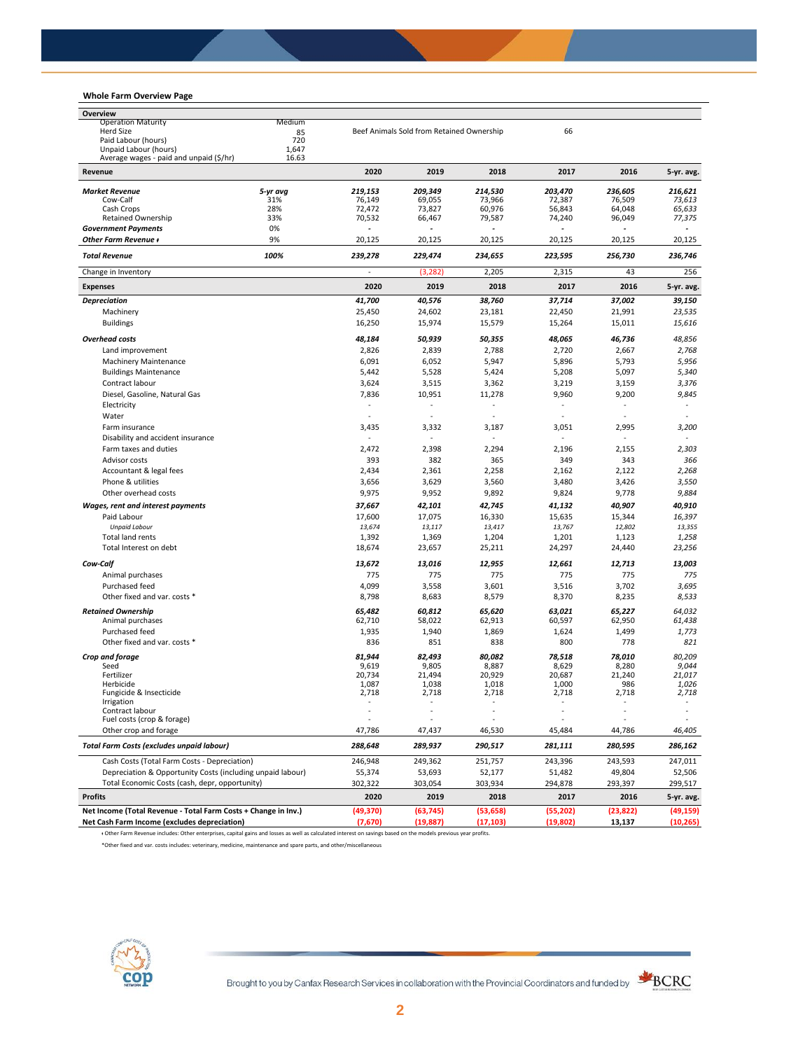## Whole Farm Overview Page

| Overview | | | | | | | |
|---|---|---|---|---|---|---|---|
| Operation Maturity | Medium | | | | | | |
| Herd Size | 85 | Beef Animals Sold from Retained Ownership | | | 66 | | |
| Paid Labour (hours) | 720 | | | | | | |
| Unpaid Labour (hours) | 1,647 | | | | | | |
| Average wages - paid and unpaid ($/hr) | 16.63 | | | | | | |

| Revenue | | 2020 | 2019 | 2018 | 2017 | 2016 | 5-yr. avg. |
|---|---|---|---|---|---|---|---|
| ***Market Revenue*** | *5-yr avg* | *219,153* | *209,349* | *214,530* | *203,470* | *236,605* | *216,621* |
| Cow-Calf | 31% | 76,149 | 69,055 | 73,966 | 72,387 | 76,509 | *73,613* |
| Cash Crops | 28% | 72,472 | 73,827 | 60,976 | 56,843 | 64,048 | *65,633* |
| Retained Ownership | 33% | 70,532 | 66,467 | 79,587 | 74,240 | 96,049 | *77,375* |
| ***Government Payments*** | 0% | - | - | - | - | - | - |
| ***Other Farm Revenue ɫ*** | 9% | 20,125 | 20,125 | 20,125 | 20,125 | 20,125 | 20,125 |
| ***Total Revenue*** | *100%* | *239,278* | *229,474* | *234,655* | *223,595* | *256,730* | *236,746* |
| Change in Inventory | | - | (3,282) | 2,205 | 2,315 | 43 | 256 |

| Expenses | 2020 | 2019 | 2018 | 2017 | 2016 | 5-yr. avg. |
|---|---|---|---|---|---|---|
| ***Depreciation*** | *41,700* | *40,576* | *38,760* | *37,714* | *37,002* | *39,150* |
| Machinery | 25,450 | 24,602 | 23,181 | 22,450 | 21,991 | *23,535* |
| Buildings | 16,250 | 15,974 | 15,579 | 15,264 | 15,011 | *15,616* |
| ***Overhead costs*** | *48,184* | *50,939* | *50,355* | *48,065* | *46,736* | *48,856* |
| Land improvement | 2,826 | 2,839 | 2,788 | 2,720 | 2,667 | *2,768* |
| Machinery Maintenance | 6,091 | 6,052 | 5,947 | 5,896 | 5,793 | *5,956* |
| Buildings Maintenance | 5,442 | 5,528 | 5,424 | 5,208 | 5,097 | *5,340* |
| Contract labour | 3,624 | 3,515 | 3,362 | 3,219 | 3,159 | *3,376* |
| Diesel, Gasoline, Natural Gas | 7,836 | 10,951 | 11,278 | 9,960 | 9,200 | *9,845* |
| Electricity | - | - | - | - | - | - |
| Water | - | - | - | - | - | - |
| Farm insurance | 3,435 | 3,332 | 3,187 | 3,051 | 2,995 | *3,200* |
| Disability and accident insurance | - | - | - | - | - | - |
| Farm taxes and duties | 2,472 | 2,398 | 2,294 | 2,196 | 2,155 | *2,303* |
| Advisor costs | 393 | 382 | 365 | 349 | 343 | *366* |
| Accountant & legal fees | 2,434 | 2,361 | 2,258 | 2,162 | 2,122 | *2,268* |
| Phone & utilities | 3,656 | 3,629 | 3,560 | 3,480 | 3,426 | *3,550* |
| Other overhead costs | 9,975 | 9,952 | 9,892 | 9,824 | 9,778 | *9,884* |
| ***Wages, rent and interest payments*** | *37,667* | *42,101* | *42,745* | *41,132* | *40,907* | *40,910* |
| Paid Labour | 17,600 | 17,075 | 16,330 | 15,635 | 15,344 | *16,397* |
| *Unpaid Labour* | *13,674* | *13,117* | *13,417* | *13,767* | *12,802* | *13,355* |
| Total land rents | 1,392 | 1,369 | 1,204 | 1,201 | 1,123 | *1,258* |
| Total Interest on debt | 18,674 | 23,657 | 25,211 | 24,297 | 24,440 | *23,256* |
| ***Cow-Calf*** | *13,672* | *13,016* | *12,955* | *12,661* | *12,713* | *13,003* |
| Animal purchases | 775 | 775 | 775 | 775 | 775 | *775* |
| Purchased feed | 4,099 | 3,558 | 3,601 | 3,516 | 3,702 | *3,695* |
| Other fixed and var. costs * | 8,798 | 8,683 | 8,579 | 8,370 | 8,235 | *8,533* |
| ***Retained Ownership*** | *65,482* | *60,812* | *65,620* | *63,021* | *65,227* | *64,032* |
| Animal purchases | 62,710 | 58,022 | 62,913 | 60,597 | 62,950 | *61,438* |
| Purchased feed | 1,935 | 1,940 | 1,869 | 1,624 | 1,499 | *1,773* |
| Other fixed and var. costs * | 836 | 851 | 838 | 800 | 778 | *821* |
| ***Crop and forage*** | *81,944* | *82,493* | *80,082* | *78,518* | *78,010* | *80,209* |
| Seed | 9,619 | 9,805 | 8,887 | 8,629 | 8,280 | *9,044* |
| Fertilizer | 20,734 | 21,494 | 20,929 | 20,687 | 21,240 | *21,017* |
| Herbicide | 1,087 | 1,038 | 1,018 | 1,000 | 986 | *1,026* |
| Fungicide & Insecticide | 2,718 | 2,718 | 2,718 | 2,718 | 2,718 | *2,718* |
| Irrigation | - | - | - | - | - | - |
| Contract labour | - | - | - | - | - | - |
| Fuel costs (crop & forage) | - | - | - | - | - | - |
| Other crop and forage | 47,786 | 47,437 | 46,530 | 45,484 | 44,786 | *46,405* |
| ***Total Farm Costs (excludes unpaid labour)*** | *288,648* | *289,937* | *290,517* | *281,111* | *280,595* | *286,162* |
| Cash Costs (Total Farm Costs - Depreciation) | 246,948 | 249,362 | 251,757 | 243,396 | 243,593 | 247,011 |
| Depreciation & Opportunity Costs (including unpaid labour) | 55,374 | 53,693 | 52,177 | 51,482 | 49,804 | 52,506 |
| Total Economic Costs (cash, depr, opportunity) | 302,322 | 303,054 | 303,934 | 294,878 | 293,397 | 299,517 |

| Profits | 2020 | 2019 | 2018 | 2017 | 2016 | 5-yr. avg. |
|---|---|---|---|---|---|---|
| **Net Income (Total Revenue - Total Farm Costs + Change in Inv.)** | **(49,370)** | **(63,745)** | **(53,658)** | **(55,202)** | **(23,822)** | **(49,159)** |
| **Net Cash Farm Income (excludes depreciation)** | **(7,670)** | **(19,887)** | **(17,103)** | **(19,802)** | **13,137** | **(10,265)** |

ɫ Other Farm Revenue includes: Other enterprises, capital gains and losses as well as calculated interest on savings based on the models previous year profits.

*Other fixed and var. costs includes: veterinary, medicine, maintenance and spare parts, and other/miscellaneous

Brought to you by Canfax Research Services in collaboration with the Provincial Coordinators and funded by BCRC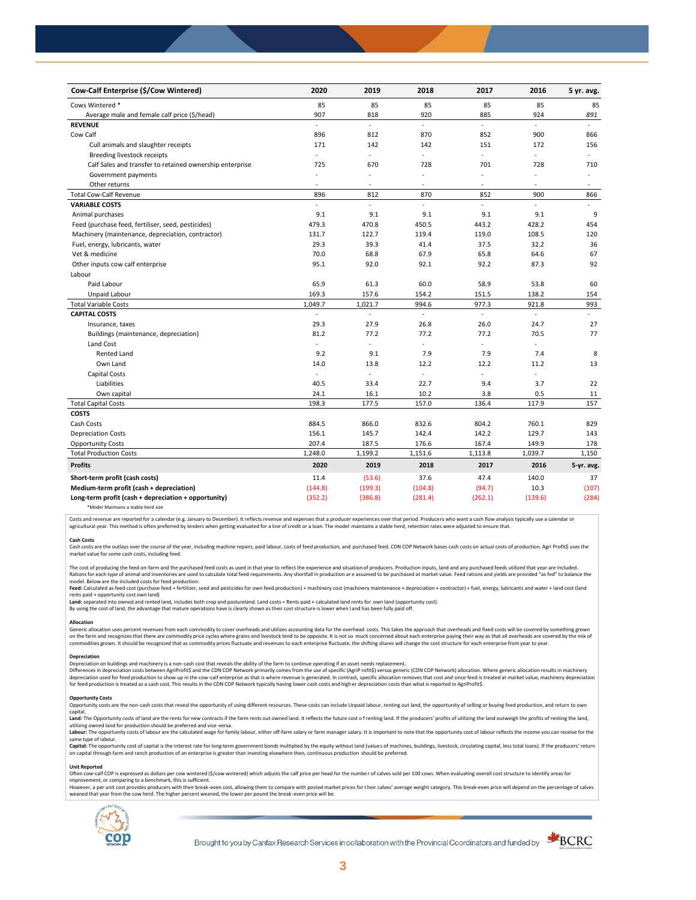| Cow-Calf Enterprise ($/Cow Wintered) | 2020 | 2019 | 2018 | 2017 | 2016 | 5 yr. avg. |
|---|---|---|---|---|---|---|
| Cows Wintered * | 85 | 85 | 85 | 85 | 85 | 85 |
| Average male and female calf price ($/head) | 907 | 818 | 920 | 885 | 924 | *891* |
| **REVENUE** | - | - | - | - | - | - |
| Cow Calf | 896 | 812 | 870 | 852 | 900 | 866 |
| Cull animals and slaughter receipts | 171 | 142 | 142 | 151 | 172 | 156 |
| Breeding livestock receipts | - | - | - | - | - | - |
| Calf Sales and transfer to retained ownership enterprise | 725 | 670 | 728 | 701 | 728 | 710 |
| Government payments | - | - | - | - | - | - |
| Other returns | - | - | - | - | - | - |
| Total Cow-Calf Revenue | 896 | 812 | 870 | 852 | 900 | 866 |
| **VARIABLE COSTS** | - | - | - | - | - | - |
| Animal purchases | 9.1 | 9.1 | 9.1 | 9.1 | 9.1 | 9 |
| Feed (purchase feed, fertiliser, seed, pesticides) | 479.3 | 470.8 | 450.5 | 443.2 | 428.2 | 454 |
| Machinery (maintenance, depreciation, contractor) | 131.7 | 122.7 | 119.4 | 119.0 | 108.5 | 120 |
| Fuel, energy, lubricants, water | 29.3 | 39.3 | 41.4 | 37.5 | 32.2 | 36 |
| Vet & medicine | 70.0 | 68.8 | 67.9 | 65.8 | 64.6 | 67 |
| Other inputs cow calf enterprise | 95.1 | 92.0 | 92.1 | 92.2 | 87.3 | 92 |
| Labour | | | | | | |
| Paid Labour | 65.9 | 61.3 | 60.0 | 58.9 | 53.8 | 60 |
| Unpaid Labour | 169.3 | 157.6 | 154.2 | 151.5 | 138.2 | 154 |
| Total Variable Costs | 1,049.7 | 1,021.7 | 994.6 | 977.3 | 921.8 | 993 |
| **CAPITAL COSTS** | - | - | - | - | - | - |
| Insurance, taxes | 29.3 | 27.9 | 26.8 | 26.0 | 24.7 | 27 |
| Buildings (maintenance, depreciation) | 81.2 | 77.2 | 77.2 | 77.2 | 70.5 | 77 |
| Land Cost | - | - | - | - | - | |
| Rented Land | 9.2 | 9.1 | 7.9 | 7.9 | 7.4 | 8 |
| Own Land | 14.0 | 13.8 | 12.2 | 12.2 | 11.2 | 13 |
| Capital Costs | - | - | - | - | - | |
| Liabilities | 40.5 | 33.4 | 22.7 | 9.4 | 3.7 | 22 |
| Own capital | 24.1 | 16.1 | 10.2 | 3.8 | 0.5 | 11 |
| Total Capital Costs | 198.3 | 177.5 | 157.0 | 136.4 | 117.9 | 157 |
| **COSTS** | | | | | | |
| Cash Costs | 884.5 | 866.0 | 832.6 | 804.2 | 760.1 | 829 |
| Depreciation Costs | 156.1 | 145.7 | 142.4 | 142.2 | 129.7 | 143 |
| Opportunity Costs | 207.4 | 187.5 | 176.6 | 167.4 | 149.9 | 178 |
| Total Production Costs | 1,248.0 | 1,199.2 | 1,151.6 | 1,113.8 | 1,039.7 | 1,150 |
| **Profits** | **2020** | **2019** | **2018** | **2017** | **2016** | **5-yr. avg.** |
| **Short-term profit (cash costs)** | 11.4 | (53.6) | 37.6 | 47.4 | 140.0 | 37 |
| **Medium-term profit (cash + depreciation)** | (144.8) | (199.3) | (104.8) | (94.7) | 10.3 | (107) |
| **Long-term profit (cash + depreciation + opportunity)** | (352.2) | (386.8) | (281.4) | (262.1) | (139.6) | (284) |

*Model Maintains a stable herd size

Costs and revenue are reported for a calendar (e.g. January to December). It reflects revenue and expenses that a producer experiences over that period. Producers who want a cash flow analysis typically use a calendar or agricultural year. This method is often preferred by lenders when getting evaluated for a line of credit or a loan. The model maintains a stable herd, retention rates were adjusted to ensure that.

**Cash Costs**
Cash costs are the outlays over the course of the year, including machine repairs, paid labour, costs of feed production, and purchased feed. CDN COP Network bases cash costs on actual costs of production. Agri Profit$ uses the market value for some cash costs, including feed.

The cost of producing the feed on-farm and the purchased feed costs as used in that year to reflect the experience and situation of producers. Production inputs, land and any purchased feeds utilized that year are included. Rations for each type of animal and inventories are used to calculate total feed requirements. Any shortfall in production are assumed to be purchased at market value. Feed rations and yields are provided "as fed" to balance the model. Below are the included costs for feed production:
**Feed:** Calculated as feed cost (purchase feed + fertilizer, seed and pesticides for own feed production) + machinery cost (machinery maintenance + depreciation + contractor) + fuel, energy, lubricants and water + land cost (land rents paid + opportunity cost own land)
**Land:** separated into owned and rented land, includes both crop and pastureland. Land costs = Rents paid + calculated land rents for own land (opportunity cost).
By using the cost of land, the advantage that mature operations have is clearly shown as their cost structure is lower when land has been fully paid off.

**Allocation**
Generic allocation uses percent revenues from each commodity to cover overheads and utilizes accounting data for the overhead costs. This takes the approach that overheads and fixed costs will be covered by something grown on the farm and recognizes that there are commodity price cycles where grains and livestock tend to be opposite. It is not so much concerned about each enterprise paying their way as that all overheads are covered by the mix of commodities grown. It should be recognized that as commodity prices fluctuate and revenues to each enterprise fluctuate, the shifting shares will change the cost structure for each enterprise from year to year.

**Depreciation**
Depreciation on buildings and machinery is a non-cash cost that reveals the ability of the farm to continue operating if an asset needs replacement.
Differences in depreciation costs between AgriProfit$ and the CDN COP Network primarily comes from the use of specific (AgriP rofit$) versus generic (CDN COP Network) allocation. Where generic allocation results in machinery depreciation used for feed production to show up in the cow-calf enterprise as that is where revenue is generated. In contrast, specific allocation removes that cost and since feed is treated at market value, machinery depreciation for feed production is treated as a cash cost. This results in the CDN COP Network typically having lower cash costs and higher depreciation costs than what is reported in AgriProfit$.

**Opportunity Costs**
Opportunity costs are the non-cash costs that reveal the opportunity of using different resources. These costs can include Unpaid labour, renting out land, the opportunity of selling or buying feed production, and return to own capital.
**Land:** The Opportunity costs of land are the rents for new contracts if the farm rents out owned land. It reflects the future cost of renting land. If the producers' profits of utilizing the land outweigh the profits of renting the land, utilizing owned land for production should be preferred and vice-versa.
**Labour:** The opportunity costs of labour are the calculated wage for family labour, either off-farm salary or farm manager salary. It is important to note that the opportunity cost of labour reflects the income you can receive for the same type of labour.
**Capital:** The opportunity cost of capital is the interest rate for long-term government bonds multiplied by the equity without land (values of machines, buildings, livestock, circulating capital, less total loans). If the producers' return on capital through farm and ranch production of an enterprise is greater than investing elsewhere then, continuous production should be preferred.

**Unit Reported**
Often cow-calf COP is expressed as dollars per cow wintered ($/cow wintered) which adjusts the calf price per head for the number of calves sold per 100 cows. When evaluating overall cost structure to identify areas for improvement, or comparing to a benchmark, this is sufficient.
However, a per unit cost provides producers with their break-even cost, allowing them to compare with posted market prices for their calves' average weight category. This break-even price will depend on the percentage of calves weaned that year from the cow herd. The higher percent weaned, the lower per pound the break-even price will be.

Brought to you by Canfax Research Services in collaboration with the Provincial Coordinators and funded by BCRC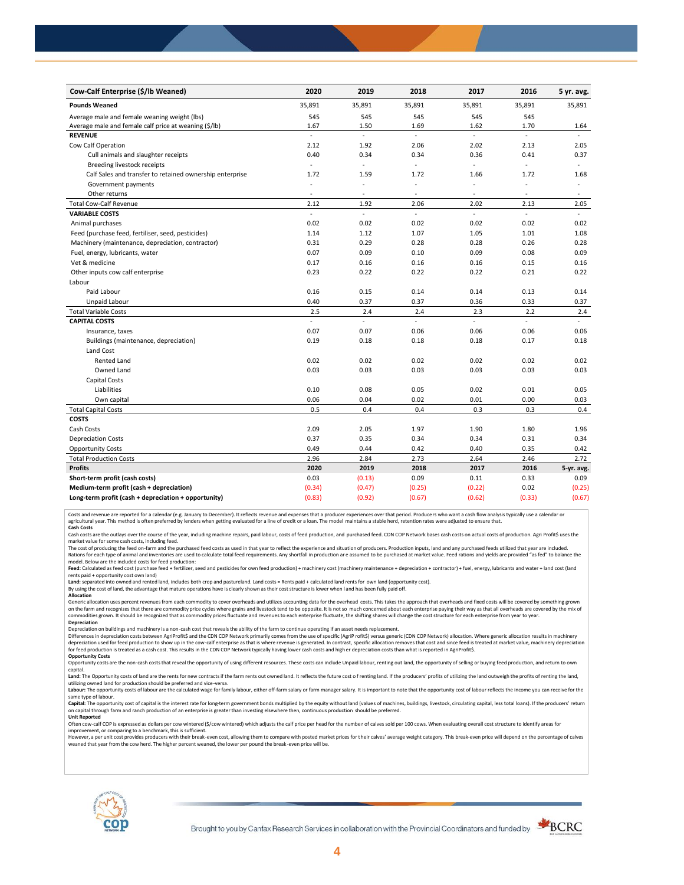| Cow-Calf Enterprise ($/lb Weaned) | 2020 | 2019 | 2018 | 2017 | 2016 | 5 yr. avg. |
|---|---|---|---|---|---|---|
| **Pounds Weaned** | 35,891 | 35,891 | 35,891 | 35,891 | 35,891 | 35,891 |
| Average male and female weaning weight (lbs) | 545 | 545 | 545 | 545 | 545 | |
| Average male and female calf price at weaning ($/lb) | 1.67 | 1.50 | 1.69 | 1.62 | 1.70 | 1.64 |
| **REVENUE** | - | - | - | - | - | - |
| Cow Calf Operation | 2.12 | 1.92 | 2.06 | 2.02 | 2.13 | 2.05 |
| Cull animals and slaughter receipts | 0.40 | 0.34 | 0.34 | 0.36 | 0.41 | 0.37 |
| Breeding livestock receipts | - | - | - | - | - | - |
| Calf Sales and transfer to retained ownership enterprise | 1.72 | 1.59 | 1.72 | 1.66 | 1.72 | 1.68 |
| Government payments | - | - | - | - | - | - |
| Other returns | - | - | - | - | - | - |
| Total Cow-Calf Revenue | 2.12 | 1.92 | 2.06 | 2.02 | 2.13 | 2.05 |
| **VARIABLE COSTS** | - | - | - | - | - | - |
| Animal purchases | 0.02 | 0.02 | 0.02 | 0.02 | 0.02 | 0.02 |
| Feed (purchase feed, fertiliser, seed, pesticides) | 1.14 | 1.12 | 1.07 | 1.05 | 1.01 | 1.08 |
| Machinery (maintenance, depreciation, contractor) | 0.31 | 0.29 | 0.28 | 0.28 | 0.26 | 0.28 |
| Fuel, energy, lubricants, water | 0.07 | 0.09 | 0.10 | 0.09 | 0.08 | 0.09 |
| Vet & medicine | 0.17 | 0.16 | 0.16 | 0.16 | 0.15 | 0.16 |
| Other inputs cow calf enterprise | 0.23 | 0.22 | 0.22 | 0.22 | 0.21 | 0.22 |
| Labour | | | | | | |
| Paid Labour | 0.16 | 0.15 | 0.14 | 0.14 | 0.13 | 0.14 |
| Unpaid Labour | 0.40 | 0.37 | 0.37 | 0.36 | 0.33 | 0.37 |
| Total Variable Costs | 2.5 | 2.4 | 2.4 | 2.3 | 2.2 | 2.4 |
| **CAPITAL COSTS** | - | - | - | - | - | - |
| Insurance, taxes | 0.07 | 0.07 | 0.06 | 0.06 | 0.06 | 0.06 |
| Buildings (maintenance, depreciation) | 0.19 | 0.18 | 0.18 | 0.18 | 0.17 | 0.18 |
| Land Cost | | | | | | |
| Rented Land | 0.02 | 0.02 | 0.02 | 0.02 | 0.02 | 0.02 |
| Owned Land | 0.03 | 0.03 | 0.03 | 0.03 | 0.03 | 0.03 |
| Capital Costs | | | | | | |
| Liabilities | 0.10 | 0.08 | 0.05 | 0.02 | 0.01 | 0.05 |
| Own capital | 0.06 | 0.04 | 0.02 | 0.01 | 0.00 | 0.03 |
| Total Capital Costs | 0.5 | 0.4 | 0.4 | 0.3 | 0.3 | 0.4 |
| **COSTS** | | | | | | |
| Cash Costs | 2.09 | 2.05 | 1.97 | 1.90 | 1.80 | 1.96 |
| Depreciation Costs | 0.37 | 0.35 | 0.34 | 0.34 | 0.31 | 0.34 |
| Opportunity Costs | 0.49 | 0.44 | 0.42 | 0.40 | 0.35 | 0.42 |
| Total Production Costs | 2.96 | 2.84 | 2.73 | 2.64 | 2.46 | 2.72 |
| **Profits** | **2020** | **2019** | **2018** | **2017** | **2016** | **5-yr. avg.** |
| **Short-term profit (cash costs)** | 0.03 | (0.13) | 0.09 | 0.11 | 0.33 | 0.09 |
| **Medium-term profit (cash + depreciation)** | (0.34) | (0.47) | (0.25) | (0.22) | 0.02 | (0.25) |
| **Long-term profit (cash + depreciation + opportunity)** | (0.83) | (0.92) | (0.67) | (0.62) | (0.33) | (0.67) |

Costs and revenue are reported for a calendar (e.g. January to December). It reflects revenue and expenses that a producer experiences over that period. Producers who want a cash flow analysis typically use a calendar or agricultural year. This method is often preferred by lenders when getting evaluated for a line of credit or a loan. The model maintains a stable herd, retention rates were adjusted to ensure that.

**Cash Costs**

Cash costs are the outlays over the course of the year, including machine repairs, paid labour, costs of feed production, and purchased feed. CDN COP Network bases cash costs on actual costs of production. Agri Profit$ uses the market value for some cash costs, including feed.

The cost of producing the feed on-farm and the purchased feed costs as used in that year to reflect the experience and situation of producers. Production inputs, land and any purchased feeds utilized that year are included. Rations for each type of animal and inventories are used to calculate total feed requirements. Any shortfall in production are assumed to be purchased at market value. Feed rations and yields are provided "as fed" to balance the model. Below are the included costs for feed production:

**Feed:** Calculated as feed cost (purchase feed + fertilizer, seed and pesticides for own feed production) + machinery cost (machinery maintenance + depreciation + contractor) + fuel, energy, lubricants and water + land cost (land rents paid + opportunity cost own land)

**Land:** separated into owned and rented land, includes both crop and pastureland. Land costs = Rents paid + calculated land rents for own land (opportunity cost).

By using the cost of land, the advantage that mature operations have is clearly shown as their cost structure is lower when land has been fully paid off.

**Allocation**

Generic allocation uses percent revenues from each commodity to cover overheads and utilizes accounting data for the overhead costs. This takes the approach that overheads and fixed costs will be covered by something grown on the farm and recognizes that there are commodity price cycles where grains and livestock tend to be opposite. It is not so much concerned about each enterprise paying their way as that all overheads are covered by the mix of commodities grown. It should be recognized that as commodity prices fluctuate and revenues to each enterprise fluctuate, the shifting shares will change the cost structure for each enterprise from year to year.

**Depreciation**

Depreciation on buildings and machinery is a non-cash cost that reveals the ability of the farm to continue operating if an asset needs replacement.

Differences in depreciation costs between AgriProfit$ and the CDN COP Network primarily comes from the use of specific (AgriP rofit$) versus generic (CDN COP Network) allocation. Where generic allocation results in machinery depreciation used for feed production to show up in the cow-calf enterprise as that is where revenue is generated. In contrast, specific allocation removes that cost and since feed is treated at market value, machinery depreciation for feed production is treated as a cash cost. This results in the CDN COP Network typically having lower cash costs and higher depreciation costs than what is reported in AgriProfit$.

**Opportunity Costs**

Opportunity costs are the non-cash costs that reveal the opportunity of using different resources. These costs can include Unpaid labour, renting out land, the opportunity of selling or buying feed production, and return to own capital.

**Land:** The Opportunity costs of land are the rents for new contracts if the farm rents out owned land. It reflects the future cost of renting land. If the producers' profits of utilizing the land outweigh the profits of renting the land, utilizing owned land for production should be preferred and vice-versa.

**Labour:** The opportunity costs of labour are the calculated wage for family labour, either off-farm salary or farm manager salary. It is important to note that the opportunity cost of labour reflects the income you can receive for the same type of labour.

**Capital:** The opportunity cost of capital is the interest rate for long-term government bonds multiplied by the equity without land (values of machines, buildings, livestock, circulating capital, less total loans). If the producers' return on capital through farm and ranch production of an enterprise is greater than investing elsewhere then, continuous production should be preferred.

**Unit Reported**

Often cow-calf COP is expressed as dollars per cow wintered ($/cow wintered) which adjusts the calf price per head for the number of calves sold per 100 cows. When evaluating overall cost structure to identify areas for improvement, or comparing to a benchmark, this is sufficient.

However, a per unit cost provides producers with their break-even cost, allowing them to compare with posted market prices for their calves' average weight category. This break-even price will depend on the percentage of calves weaned that year from the cow herd. The higher percent weaned, the lower per pound the break-even price will be.

Brought to you by Canfax Research Services in collaboration with the Provincial Coordinators and funded by BCRC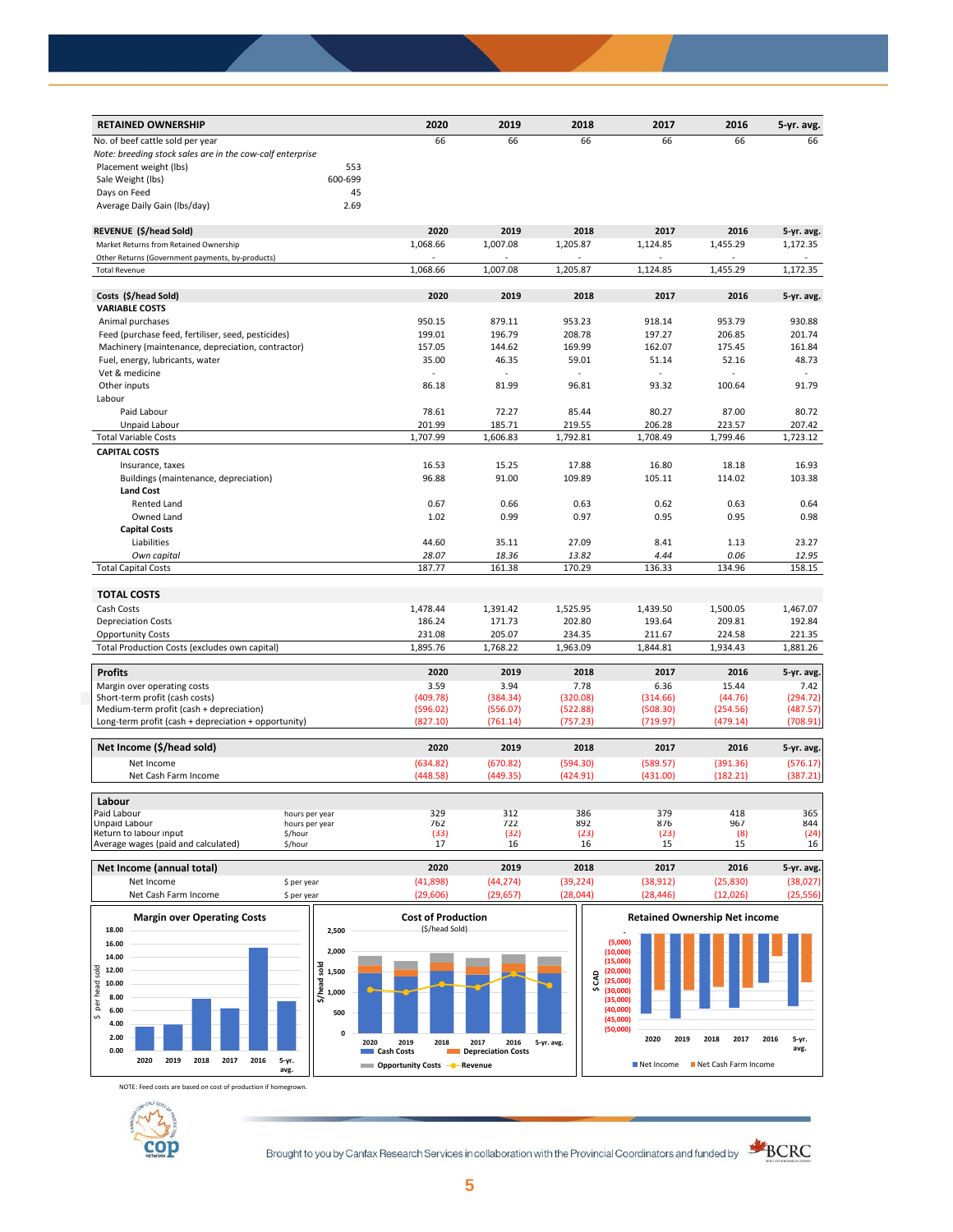| RETAINED OWNERSHIP | | 2020 | 2019 | 2018 | 2017 | 2016 | 5-yr. avg. |
|---|---|---|---|---|---|---|---|
| No. of beef cattle sold per year | | 66 | 66 | 66 | 66 | 66 | 66 |
| *Note: breeding stock sales are in the cow-calf enterprise* | | | | | | | |
| Placement weight (lbs) | 553 | | | | | | |
| Sale Weight (lbs) | 600-699 | | | | | | |
| Days on Feed | 45 | | | | | | |
| Average Daily Gain (lbs/day) | 2.69 | | | | | | |

| REVENUE ($/head Sold) | 2020 | 2019 | 2018 | 2017 | 2016 | 5-yr. avg. |
|---|---|---|---|---|---|---|
| Market Returns from Retained Ownership | 1,068.66 | 1,007.08 | 1,205.87 | 1,124.85 | 1,455.29 | 1,172.35 |
| Other Returns (Government payments, by-products) | - | - | - | - | - | - |
| Total Revenue | 1,068.66 | 1,007.08 | 1,205.87 | 1,124.85 | 1,455.29 | 1,172.35 |

| Costs ($/head Sold) | 2020 | 2019 | 2018 | 2017 | 2016 | 5-yr. avg. |
|---|---|---|---|---|---|---|
| **VARIABLE COSTS** | | | | | | |
| Animal purchases | 950.15 | 879.11 | 953.23 | 918.14 | 953.79 | 930.88 |
| Feed (purchase feed, fertiliser, seed, pesticides) | 199.01 | 196.79 | 208.78 | 197.27 | 206.85 | 201.74 |
| Machinery (maintenance, depreciation, contractor) | 157.05 | 144.62 | 169.99 | 162.07 | 175.45 | 161.84 |
| Fuel, energy, lubricants, water | 35.00 | 46.35 | 59.01 | 51.14 | 52.16 | 48.73 |
| Vet & medicine | - | - | - | - | - | - |
| Other inputs | 86.18 | 81.99 | 96.81 | 93.32 | 100.64 | 91.79 |
| Labour | | | | | | |
| Paid Labour | 78.61 | 72.27 | 85.44 | 80.27 | 87.00 | 80.72 |
| Unpaid Labour | 201.99 | 185.71 | 219.55 | 206.28 | 223.57 | 207.42 |
| Total Variable Costs | 1,707.99 | 1,606.83 | 1,792.81 | 1,708.49 | 1,799.46 | 1,723.12 |
| **CAPITAL COSTS** | | | | | | |
| Insurance, taxes | 16.53 | 15.25 | 17.88 | 16.80 | 18.18 | 16.93 |
| Buildings (maintenance, depreciation) | 96.88 | 91.00 | 109.89 | 105.11 | 114.02 | 103.38 |
| **Land Cost** | | | | | | |
| Rented Land | 0.67 | 0.66 | 0.63 | 0.62 | 0.63 | 0.64 |
| Owned Land | 1.02 | 0.99 | 0.97 | 0.95 | 0.95 | 0.98 |
| **Capital Costs** | | | | | | |
| Liabilities | 44.60 | 35.11 | 27.09 | 8.41 | 1.13 | 23.27 |
| *Own capital* | *28.07* | *18.36* | *13.82* | *4.44* | *0.06* | *12.95* |
| Total Capital Costs | 187.77 | 161.38 | 170.29 | 136.33 | 134.96 | 158.15 |

| TOTAL COSTS | 2020 | 2019 | 2018 | 2017 | 2016 | 5-yr. avg. |
|---|---|---|---|---|---|---|
| Cash Costs | 1,478.44 | 1,391.42 | 1,525.95 | 1,439.50 | 1,500.05 | 1,467.07 |
| Depreciation Costs | 186.24 | 171.73 | 202.80 | 193.64 | 209.81 | 192.84 |
| Opportunity Costs | 231.08 | 205.07 | 234.35 | 211.67 | 224.58 | 221.35 |
| Total Production Costs (excludes own capital) | 1,895.76 | 1,768.22 | 1,963.09 | 1,844.81 | 1,934.43 | 1,881.26 |

| Profits | 2020 | 2019 | 2018 | 2017 | 2016 | 5-yr. avg. |
|---|---|---|---|---|---|---|
| Margin over operating costs | 3.59 | 3.94 | 7.78 | 6.36 | 15.44 | 7.42 |
| Short-term profit (cash costs) | (409.78) | (384.34) | (320.08) | (314.66) | (44.76) | (294.72) |
| Medium-term profit (cash + depreciation) | (596.02) | (556.07) | (522.88) | (508.30) | (254.56) | (487.57) |
| Long-term profit (cash + depreciation + opportunity) | (827.10) | (761.14) | (757.23) | (719.97) | (479.14) | (708.91) |

| Net Income ($/head sold) | 2020 | 2019 | 2018 | 2017 | 2016 | 5-yr. avg. |
|---|---|---|---|---|---|---|
| Net Income | (634.82) | (670.82) | (594.30) | (589.57) | (391.36) | (576.17) |
| Net Cash Farm Income | (448.58) | (449.35) | (424.91) | (431.00) | (182.21) | (387.21) |

| Labour | | 2020 | 2019 | 2018 | 2017 | 2016 | 5-yr. avg. |
|---|---|---|---|---|---|---|---|
| Paid Labour | hours per year | 329 | 312 | 386 | 379 | 418 | 365 |
| Unpaid Labour | hours per year | 762 | 722 | 892 | 876 | 967 | 844 |
| Return to labour input | $/hour | (33) | (32) | (23) | (23) | (8) | (24) |
| Average wages (paid and calculated) | $/hour | 17 | 16 | 16 | 15 | 15 | 16 |

| Net Income (annual total) | | 2020 | 2019 | 2018 | 2017 | 2016 | 5-yr. avg. |
|---|---|---|---|---|---|---|---|
| Net Income | $ per year | (41,898) | (44,274) | (39,224) | (38,912) | (25,830) | (38,027) |
| Net Cash Farm Income | $ per year | (29,606) | (29,657) | (28,044) | (28,446) | (12,026) | (25,556) |

**Margin over Operating Costs**

**Cost of Production** ($/head Sold)

**Retained Ownership Net income**

NOTE: Feed costs are based on cost of production if homegrown.

Brought to you by Canfax Research Services in collaboration with the Provincial Coordinators and funded by BCRC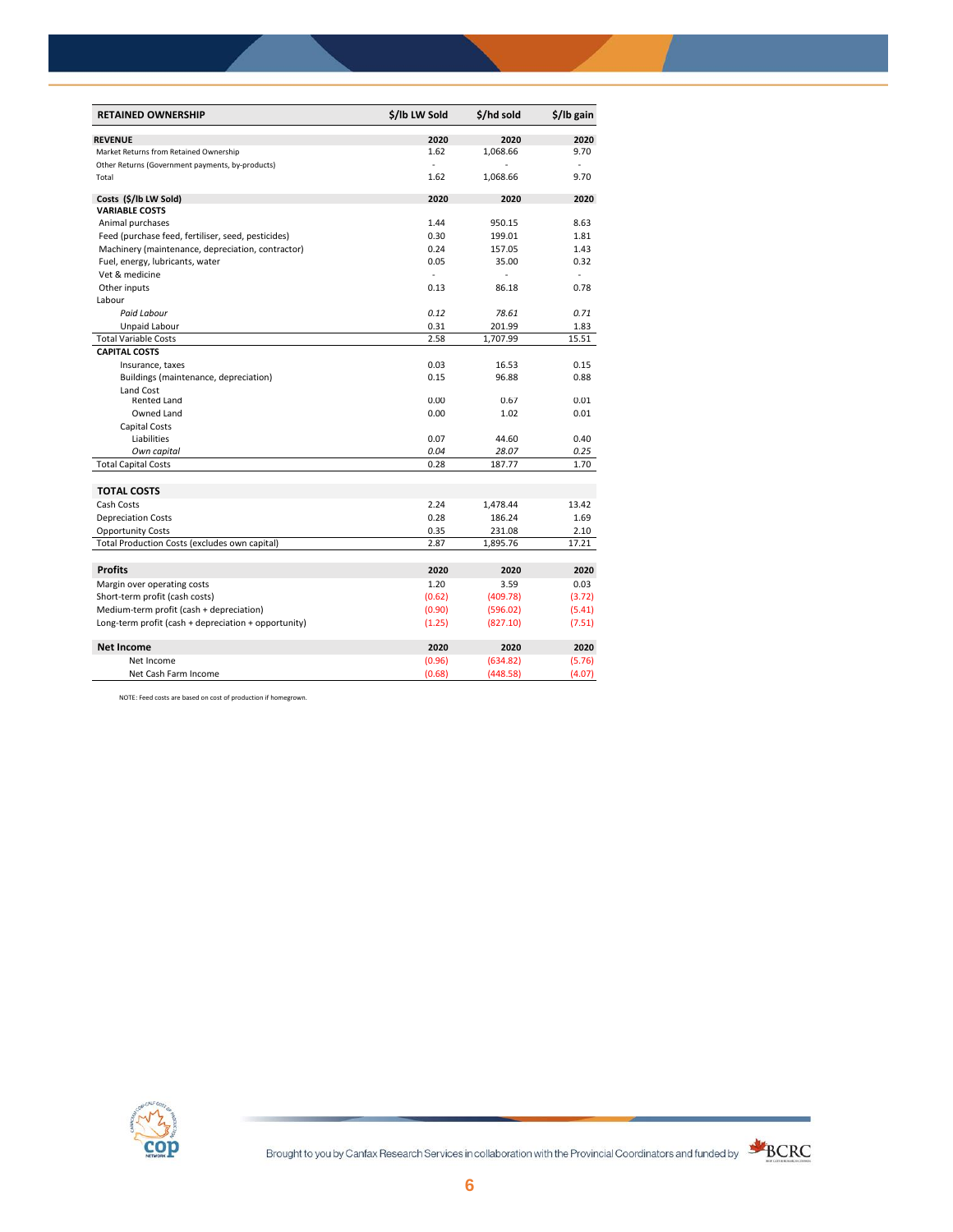| RETAINED OWNERSHIP | $/lb LW Sold | $/hd sold | $/lb gain |
|---|---|---|---|
| **REVENUE** | **2020** | **2020** | **2020** |
| Market Returns from Retained Ownership | 1.62 | 1,068.66 | 9.70 |
| Other Returns (Government payments, by-products) | - | - | - |
| Total | 1.62 | 1,068.66 | 9.70 |
| **Costs ($/lb LW Sold)** | **2020** | **2020** | **2020** |
| **VARIABLE COSTS** | | | |
| Animal purchases | 1.44 | 950.15 | 8.63 |
| Feed (purchase feed, fertiliser, seed, pesticides) | 0.30 | 199.01 | 1.81 |
| Machinery (maintenance, depreciation, contractor) | 0.24 | 157.05 | 1.43 |
| Fuel, energy, lubricants, water | 0.05 | 35.00 | 0.32 |
| Vet & medicine | - | - | - |
| Other inputs | 0.13 | 86.18 | 0.78 |
| Labour | | | |
| *Paid Labour* | *0.12* | *78.61* | *0.71* |
| Unpaid Labour | 0.31 | 201.99 | 1.83 |
| Total Variable Costs | 2.58 | 1,707.99 | 15.51 |
| **CAPITAL COSTS** | | | |
| Insurance, taxes | 0.03 | 16.53 | 0.15 |
| Buildings (maintenance, depreciation) | 0.15 | 96.88 | 0.88 |
| Land Cost | | | |
| Rented Land | 0.00 | 0.67 | 0.01 |
| Owned Land | 0.00 | 1.02 | 0.01 |
| Capital Costs | | | |
| Liabilities | 0.07 | 44.60 | 0.40 |
| *Own capital* | *0.04* | *28.07* | *0.25* |
| Total Capital Costs | 0.28 | 187.77 | 1.70 |
| **TOTAL COSTS** | | | |
| Cash Costs | 2.24 | 1,478.44 | 13.42 |
| Depreciation Costs | 0.28 | 186.24 | 1.69 |
| Opportunity Costs | 0.35 | 231.08 | 2.10 |
| Total Production Costs (excludes own capital) | 2.87 | 1,895.76 | 17.21 |
| **Profits** | **2020** | **2020** | **2020** |
| Margin over operating costs | 1.20 | 3.59 | 0.03 |
| Short-term profit (cash costs) | (0.62) | (409.78) | (3.72) |
| Medium-term profit (cash + depreciation) | (0.90) | (596.02) | (5.41) |
| Long-term profit (cash + depreciation + opportunity) | (1.25) | (827.10) | (7.51) |
| **Net Income** | **2020** | **2020** | **2020** |
| Net Income | (0.96) | (634.82) | (5.76) |
| Net Cash Farm Income | (0.68) | (448.58) | (4.07) |

NOTE: Feed costs are based on cost of production if homegrown.

Brought to you by Canfax Research Services in collaboration with the Provincial Coordinators and funded by BCRC